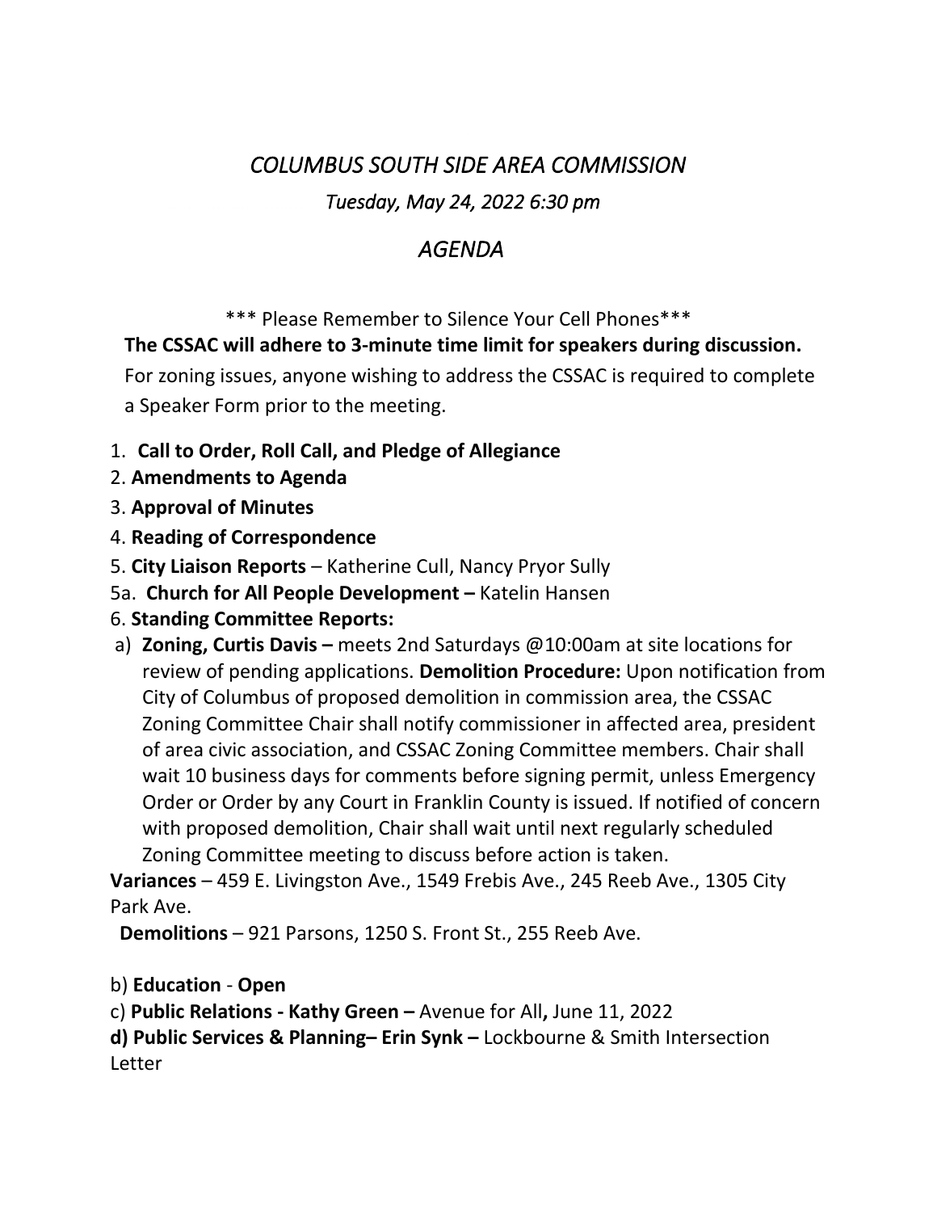# *COLUMBUS SOUTH SIDE AREA COMMISSION*

## *Tuesday, May 24, 2022 6:30 pm*

## *AGENDA*

\*\*\* Please Remember to Silence Your Cell Phones\*\*\*

**The CSSAC will adhere to 3-minute time limit for speakers during discussion.**

For zoning issues, anyone wishing to address the CSSAC is required to complete a Speaker Form prior to the meeting.

1. **Call to Order, Roll Call, and Pledge of Allegiance**
2. **Amendments to Agenda**
3. **Approval of Minutes**
4. **Reading of Correspondence**
5. **City Liaison Reports** – Katherine Cull, Nancy Pryor Sully

5a. **Church for All People Development –** Katelin Hansen

6. **Standing Committee Reports:**

a) **Zoning, Curtis Davis –** meets 2nd Saturdays @10:00am at site locations for review of pending applications. **Demolition Procedure:** Upon notification from City of Columbus of proposed demolition in commission area, the CSSAC Zoning Committee Chair shall notify commissioner in affected area, president of area civic association, and CSSAC Zoning Committee members. Chair shall wait 10 business days for comments before signing permit, unless Emergency Order or Order by any Court in Franklin County is issued. If notified of concern with proposed demolition, Chair shall wait until next regularly scheduled Zoning Committee meeting to discuss before action is taken.

**Variances** – 459 E. Livingston Ave., 1549 Frebis Ave., 245 Reeb Ave., 1305 City Park Ave.

**Demolitions** – 921 Parsons, 1250 S. Front St., 255 Reeb Ave.

b) **Education** - **Open**

c) **Public Relations - Kathy Green –** Avenue for All**,** June 11, 2022

**d) Public Services & Planning– Erin Synk –** Lockbourne & Smith Intersection Letter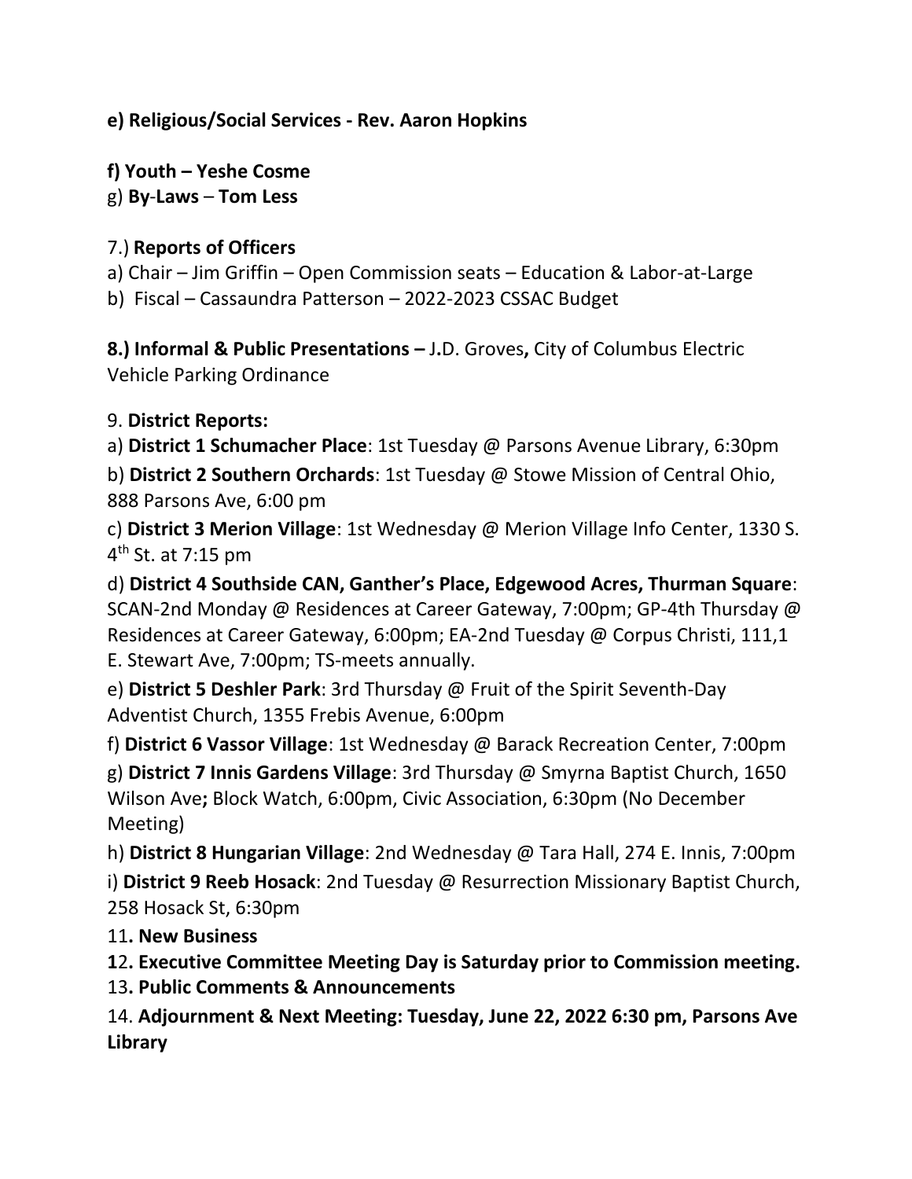**e) Religious/Social Services - Rev. Aaron Hopkins**

**f) Youth – Yeshe Cosme**

g) **By-Laws** – **Tom Less**

7.) **Reports of Officers**

a) Chair – Jim Griffin – Open Commission seats – Education & Labor-at-Large

b) Fiscal – Cassaundra Patterson – 2022-2023 CSSAC Budget

**8.) Informal & Public Presentations –** J.D. Groves**,** City of Columbus Electric Vehicle Parking Ordinance

9. **District Reports:**

a) **District 1 Schumacher Place**: 1st Tuesday @ Parsons Avenue Library, 6:30pm

b) **District 2 Southern Orchards**: 1st Tuesday @ Stowe Mission of Central Ohio, 888 Parsons Ave, 6:00 pm

c) **District 3 Merion Village**: 1st Wednesday @ Merion Village Info Center, 1330 S. 4th St. at 7:15 pm

d) **District 4 Southside CAN, Ganther's Place, Edgewood Acres, Thurman Square**: SCAN-2nd Monday @ Residences at Career Gateway, 7:00pm; GP-4th Thursday @ Residences at Career Gateway, 6:00pm; EA-2nd Tuesday @ Corpus Christi, 111,1 E. Stewart Ave, 7:00pm; TS-meets annually.

e) **District 5 Deshler Park**: 3rd Thursday @ Fruit of the Spirit Seventh-Day Adventist Church, 1355 Frebis Avenue, 6:00pm

f) **District 6 Vassor Village**: 1st Wednesday @ Barack Recreation Center, 7:00pm

g) **District 7 Innis Gardens Village**: 3rd Thursday @ Smyrna Baptist Church, 1650 Wilson Ave**;** Block Watch, 6:00pm, Civic Association, 6:30pm (No December Meeting)

h) **District 8 Hungarian Village**: 2nd Wednesday @ Tara Hall, 274 E. Innis, 7:00pm

i) **District 9 Reeb Hosack**: 2nd Tuesday @ Resurrection Missionary Baptist Church, 258 Hosack St, 6:30pm

11**. New Business**

**12. Executive Committee Meeting Day is Saturday prior to Commission meeting.**

13**. Public Comments & Announcements**

14. **Adjournment & Next Meeting: Tuesday, June 22, 2022 6:30 pm, Parsons Ave Library**